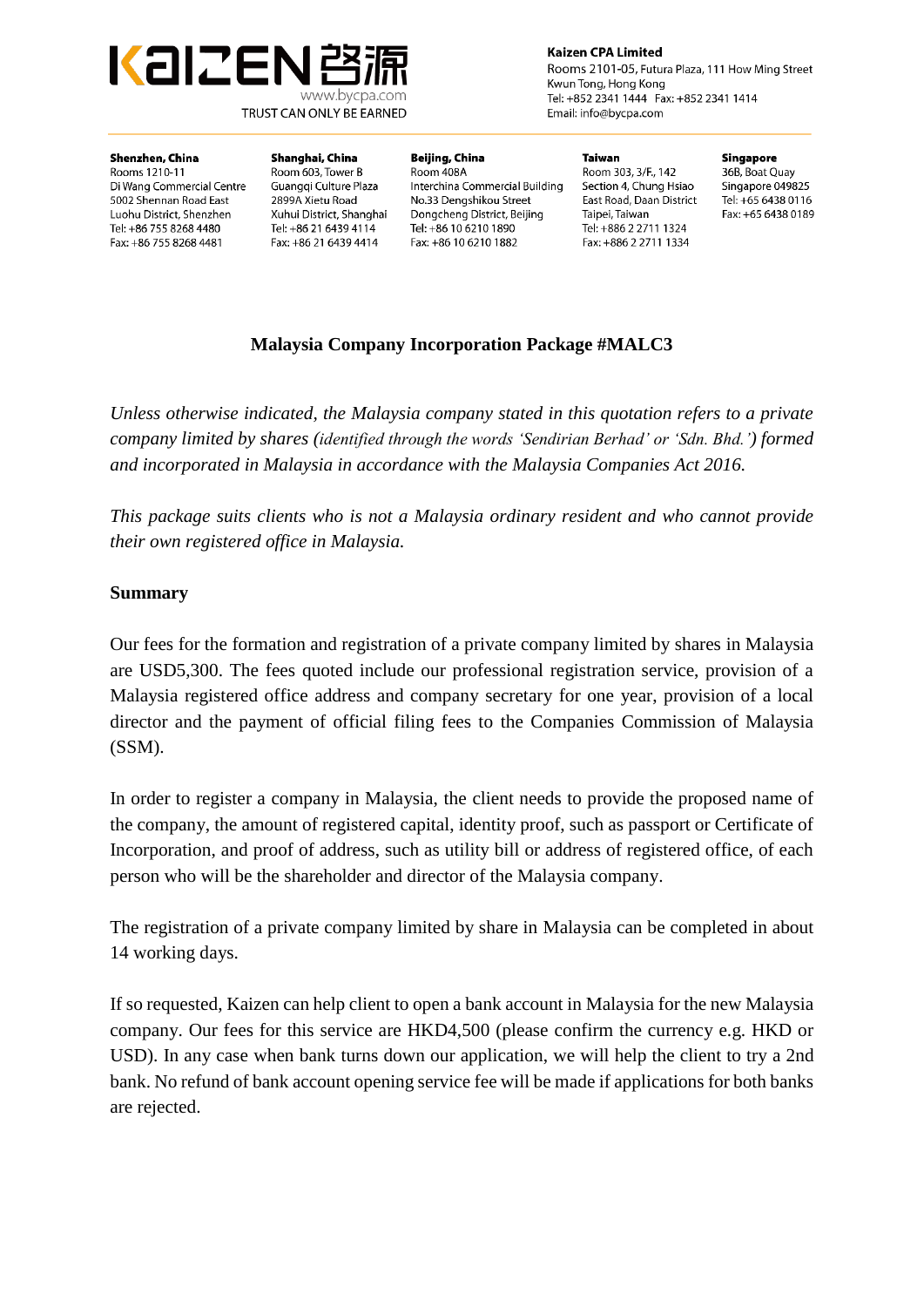**Kaizen CPA Limited**
Rooms 2101-05, Futura Plaza, 111 How Ming Street
Kwun Tong, Hong Kong
Tel: +852 2341 1444 Fax: +852 2341 1414
Email: info@bycpa.com

www.bycpa.com
TRUST CAN ONLY BE EARNED

**Shenzhen, China**
Rooms 1210-11
Di Wang Commercial Centre
5002 Shennan Road East
Luohu District, Shenzhen
Tel: +86 755 8268 4480
Fax: +86 755 8268 4481

**Shanghai, China**
Room 603, Tower B
Guangqi Culture Plaza
2899A Xietu Road
Xuhui District, Shanghai
Tel: +86 21 6439 4114
Fax: +86 21 6439 4414

**Beijing, China**
Room 408A
Interchina Commercial Building
No.33 Dengshikou Street
Dongcheng District, Beijing
Tel: +86 10 6210 1890
Fax: +86 10 6210 1882

**Taiwan**
Room 303, 3/F., 142
Section 4, Chung Hsiao
East Road, Daan District
Taipei, Taiwan
Tel: +886 2 2711 1324
Fax: +886 2 2711 1334

**Singapore**
36B, Boat Quay
Singapore 049825
Tel: +65 6438 0116
Fax: +65 6438 0189

# Malaysia Company Incorporation Package #MALC3

*Unless otherwise indicated, the Malaysia company stated in this quotation refers to a private company limited by shares (identified through the words 'Sendirian Berhad' or 'Sdn. Bhd.') formed and incorporated in Malaysia in accordance with the Malaysia Companies Act 2016.*

*This package suits clients who is not a Malaysia ordinary resident and who cannot provide their own registered office in Malaysia.*

**Summary**

Our fees for the formation and registration of a private company limited by shares in Malaysia are USD5,300. The fees quoted include our professional registration service, provision of a Malaysia registered office address and company secretary for one year, provision of a local director and the payment of official filing fees to the Companies Commission of Malaysia (SSM).

In order to register a company in Malaysia, the client needs to provide the proposed name of the company, the amount of registered capital, identity proof, such as passport or Certificate of Incorporation, and proof of address, such as utility bill or address of registered office, of each person who will be the shareholder and director of the Malaysia company.

The registration of a private company limited by share in Malaysia can be completed in about 14 working days.

If so requested, Kaizen can help client to open a bank account in Malaysia for the new Malaysia company. Our fees for this service are HKD4,500 (please confirm the currency e.g. HKD or USD). In any case when bank turns down our application, we will help the client to try a 2nd bank. No refund of bank account opening service fee will be made if applications for both banks are rejected.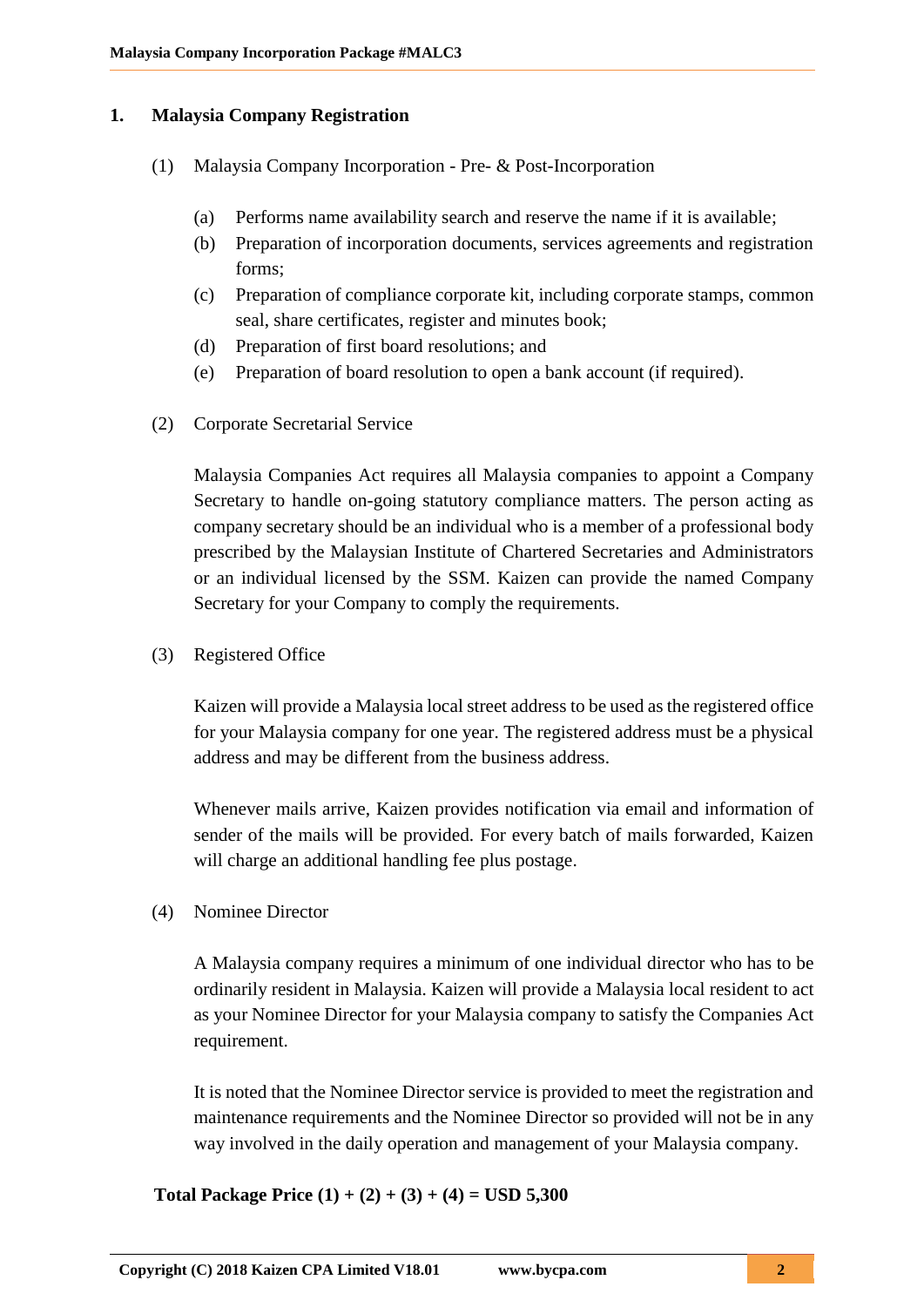## 1. Malaysia Company Registration

(1) Malaysia Company Incorporation - Pre- & Post-Incorporation

(a) Performs name availability search and reserve the name if it is available;
(b) Preparation of incorporation documents, services agreements and registration forms;
(c) Preparation of compliance corporate kit, including corporate stamps, common seal, share certificates, register and minutes book;
(d) Preparation of first board resolutions; and
(e) Preparation of board resolution to open a bank account (if required).

(2) Corporate Secretarial Service

Malaysia Companies Act requires all Malaysia companies to appoint a Company Secretary to handle on-going statutory compliance matters. The person acting as company secretary should be an individual who is a member of a professional body prescribed by the Malaysian Institute of Chartered Secretaries and Administrators or an individual licensed by the SSM. Kaizen can provide the named Company Secretary for your Company to comply the requirements.

(3) Registered Office

Kaizen will provide a Malaysia local street address to be used as the registered office for your Malaysia company for one year. The registered address must be a physical address and may be different from the business address.

Whenever mails arrive, Kaizen provides notification via email and information of sender of the mails will be provided. For every batch of mails forwarded, Kaizen will charge an additional handling fee plus postage.

(4) Nominee Director

A Malaysia company requires a minimum of one individual director who has to be ordinarily resident in Malaysia. Kaizen will provide a Malaysia local resident to act as your Nominee Director for your Malaysia company to satisfy the Companies Act requirement.

It is noted that the Nominee Director service is provided to meet the registration and maintenance requirements and the Nominee Director so provided will not be in any way involved in the daily operation and management of your Malaysia company.

**Total Package Price (1) + (2) + (3) + (4) = USD 5,300**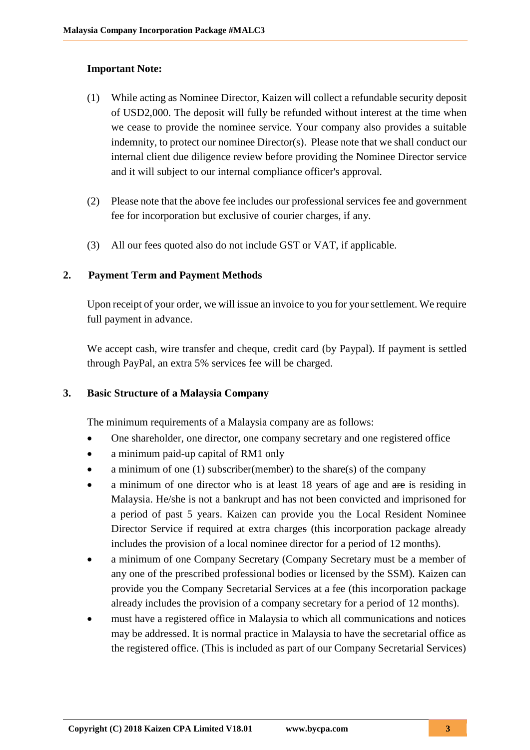**Important Note:**

(1) While acting as Nominee Director, Kaizen will collect a refundable security deposit of USD2,000. The deposit will fully be refunded without interest at the time when we cease to provide the nominee service. Your company also provides a suitable indemnity, to protect our nominee Director(s). Please note that we shall conduct our internal client due diligence review before providing the Nominee Director service and it will subject to our internal compliance officer's approval.

(2) Please note that the above fee includes our professional services fee and government fee for incorporation but exclusive of courier charges, if any.

(3) All our fees quoted also do not include GST or VAT, if applicable.

## 2. Payment Term and Payment Methods

Upon receipt of your order, we will issue an invoice to you for your settlement. We require full payment in advance.

We accept cash, wire transfer and cheque, credit card (by Paypal). If payment is settled through PayPal, an extra 5% services fee will be charged.

## 3. Basic Structure of a Malaysia Company

The minimum requirements of a Malaysia company are as follows:

- One shareholder, one director, one company secretary and one registered office
- a minimum paid-up capital of RM1 only
- a minimum of one (1) subscriber(member) to the share(s) of the company
- a minimum of one director who is at least 18 years of age and ~~are~~ is residing in Malaysia. He/she is not a bankrupt and has not been convicted and imprisoned for a period of past 5 years. Kaizen can provide you the Local Resident Nominee Director Service if required at extra charges (this incorporation package already includes the provision of a local nominee director for a period of 12 months).
- a minimum of one Company Secretary (Company Secretary must be a member of any one of the prescribed professional bodies or licensed by the SSM). Kaizen can provide you the Company Secretarial Services at a fee (this incorporation package already includes the provision of a company secretary for a period of 12 months).
- must have a registered office in Malaysia to which all communications and notices may be addressed. It is normal practice in Malaysia to have the secretarial office as the registered office. (This is included as part of our Company Secretarial Services)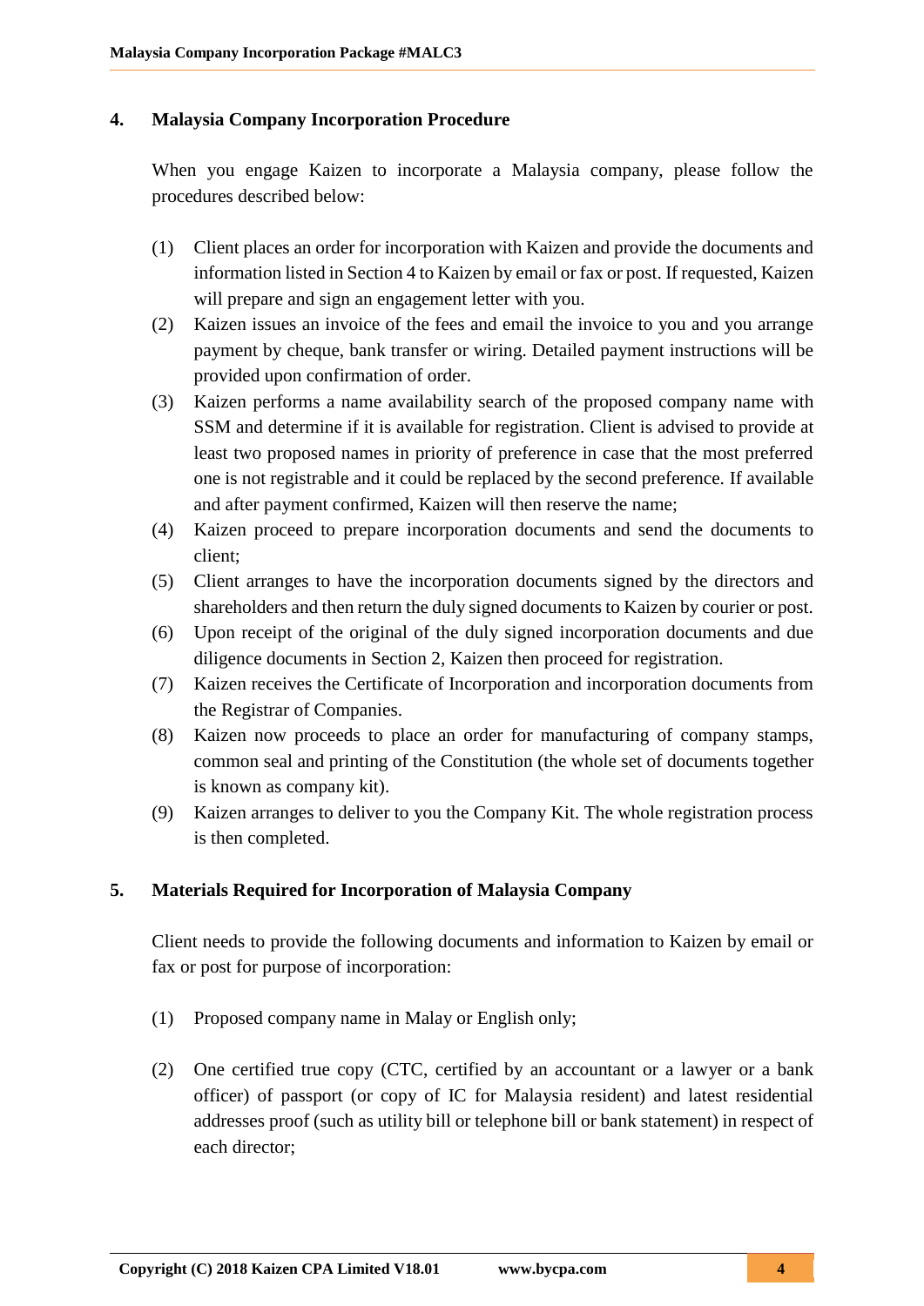## 4. Malaysia Company Incorporation Procedure

When you engage Kaizen to incorporate a Malaysia company, please follow the procedures described below:

(1) Client places an order for incorporation with Kaizen and provide the documents and information listed in Section 4 to Kaizen by email or fax or post. If requested, Kaizen will prepare and sign an engagement letter with you.

(2) Kaizen issues an invoice of the fees and email the invoice to you and you arrange payment by cheque, bank transfer or wiring. Detailed payment instructions will be provided upon confirmation of order.

(3) Kaizen performs a name availability search of the proposed company name with SSM and determine if it is available for registration. Client is advised to provide at least two proposed names in priority of preference in case that the most preferred one is not registrable and it could be replaced by the second preference. If available and after payment confirmed, Kaizen will then reserve the name;

(4) Kaizen proceed to prepare incorporation documents and send the documents to client;

(5) Client arranges to have the incorporation documents signed by the directors and shareholders and then return the duly signed documents to Kaizen by courier or post.

(6) Upon receipt of the original of the duly signed incorporation documents and due diligence documents in Section 2, Kaizen then proceed for registration.

(7) Kaizen receives the Certificate of Incorporation and incorporation documents from the Registrar of Companies.

(8) Kaizen now proceeds to place an order for manufacturing of company stamps, common seal and printing of the Constitution (the whole set of documents together is known as company kit).

(9) Kaizen arranges to deliver to you the Company Kit. The whole registration process is then completed.

## 5. Materials Required for Incorporation of Malaysia Company

Client needs to provide the following documents and information to Kaizen by email or fax or post for purpose of incorporation:

(1) Proposed company name in Malay or English only;

(2) One certified true copy (CTC, certified by an accountant or a lawyer or a bank officer) of passport (or copy of IC for Malaysia resident) and latest residential addresses proof (such as utility bill or telephone bill or bank statement) in respect of each director;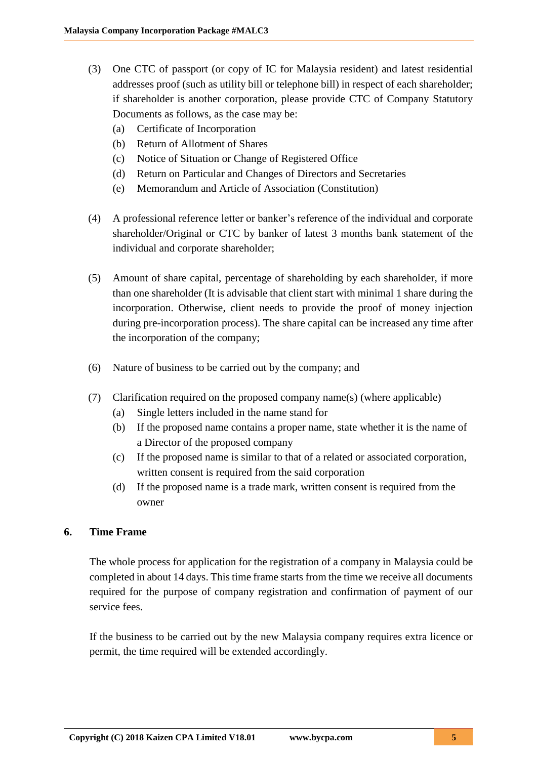(3) One CTC of passport (or copy of IC for Malaysia resident) and latest residential addresses proof (such as utility bill or telephone bill) in respect of each shareholder; if shareholder is another corporation, please provide CTC of Company Statutory Documents as follows, as the case may be:
   - (a) Certificate of Incorporation
   - (b) Return of Allotment of Shares
   - (c) Notice of Situation or Change of Registered Office
   - (d) Return on Particular and Changes of Directors and Secretaries
   - (e) Memorandum and Article of Association (Constitution)

(4) A professional reference letter or banker's reference of the individual and corporate shareholder/Original or CTC by banker of latest 3 months bank statement of the individual and corporate shareholder;

(5) Amount of share capital, percentage of shareholding by each shareholder, if more than one shareholder (It is advisable that client start with minimal 1 share during the incorporation. Otherwise, client needs to provide the proof of money injection during pre-incorporation process). The share capital can be increased any time after the incorporation of the company;

(6) Nature of business to be carried out by the company; and

(7) Clarification required on the proposed company name(s) (where applicable)
   - (a) Single letters included in the name stand for
   - (b) If the proposed name contains a proper name, state whether it is the name of a Director of the proposed company
   - (c) If the proposed name is similar to that of a related or associated corporation, written consent is required from the said corporation
   - (d) If the proposed name is a trade mark, written consent is required from the owner

## 6. Time Frame

The whole process for application for the registration of a company in Malaysia could be completed in about 14 days. This time frame starts from the time we receive all documents required for the purpose of company registration and confirmation of payment of our service fees.

If the business to be carried out by the new Malaysia company requires extra licence or permit, the time required will be extended accordingly.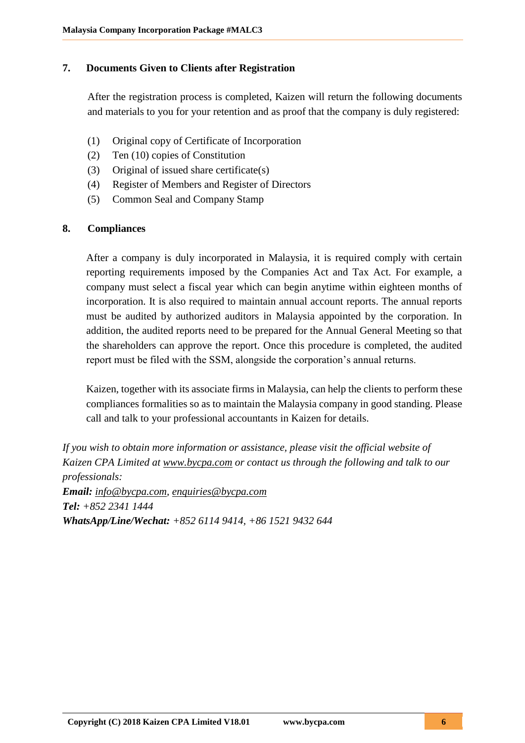## 7. Documents Given to Clients after Registration

After the registration process is completed, Kaizen will return the following documents and materials to you for your retention and as proof that the company is duly registered:

(1) Original copy of Certificate of Incorporation
(2) Ten (10) copies of Constitution
(3) Original of issued share certificate(s)
(4) Register of Members and Register of Directors
(5) Common Seal and Company Stamp

## 8. Compliances

After a company is duly incorporated in Malaysia, it is required comply with certain reporting requirements imposed by the Companies Act and Tax Act. For example, a company must select a fiscal year which can begin anytime within eighteen months of incorporation. It is also required to maintain annual account reports. The annual reports must be audited by authorized auditors in Malaysia appointed by the corporation. In addition, the audited reports need to be prepared for the Annual General Meeting so that the shareholders can approve the report. Once this procedure is completed, the audited report must be filed with the SSM, alongside the corporation's annual returns.

Kaizen, together with its associate firms in Malaysia, can help the clients to perform these compliances formalities so as to maintain the Malaysia company in good standing. Please call and talk to your professional accountants in Kaizen for details.

*If you wish to obtain more information or assistance, please visit the official website of Kaizen CPA Limited at www.bycpa.com or contact us through the following and talk to our professionals:*
***Email:*** *info@bycpa.com, enquiries@bycpa.com*
***Tel:*** *+852 2341 1444*
***WhatsApp/Line/Wechat:*** *+852 6114 9414, +86 1521 9432 644*